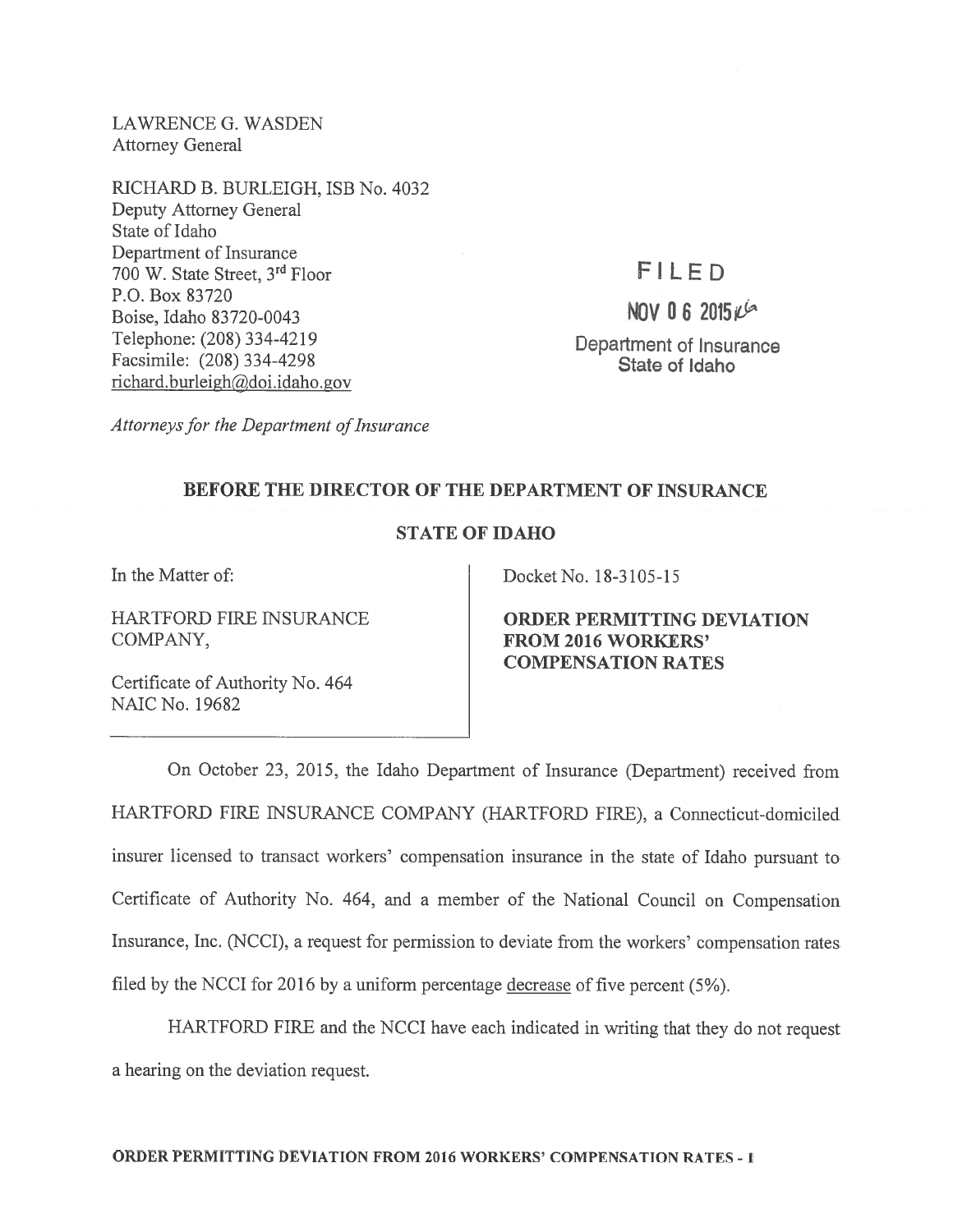LAWRENCE G. WASDEN
Attorney General

RICHARD B. BURLEIGH, ISB No. 4032
Deputy Attorney General
State of Idaho
Department of Insurance
700 W. State Street, 3rd Floor
P.O. Box 83720
Boise, Idaho 83720-0043
Telephone: (208) 334-4219
Facsimile: (208) 334-4298
richard.burleigh@doi.idaho.gov

*Attorneys for the Department of Insurance*

FILED
NOV 06 2015
Department of Insurance
State of Idaho

**BEFORE THE DIRECTOR OF THE DEPARTMENT OF INSURANCE**

**STATE OF IDAHO**

In the Matter of:

HARTFORD FIRE INSURANCE COMPANY,

Certificate of Authority No. 464
NAIC No. 19682

Docket No. 18-3105-15

**ORDER PERMITTING DEVIATION FROM 2016 WORKERS' COMPENSATION RATES**

On October 23, 2015, the Idaho Department of Insurance (Department) received from HARTFORD FIRE INSURANCE COMPANY (HARTFORD FIRE), a Connecticut-domiciled insurer licensed to transact workers' compensation insurance in the state of Idaho pursuant to Certificate of Authority No. 464, and a member of the National Council on Compensation Insurance, Inc. (NCCI), a request for permission to deviate from the workers' compensation rates filed by the NCCI for 2016 by a uniform percentage <u>decrease</u> of five percent (5%).

HARTFORD FIRE and the NCCI have each indicated in writing that they do not request a hearing on the deviation request.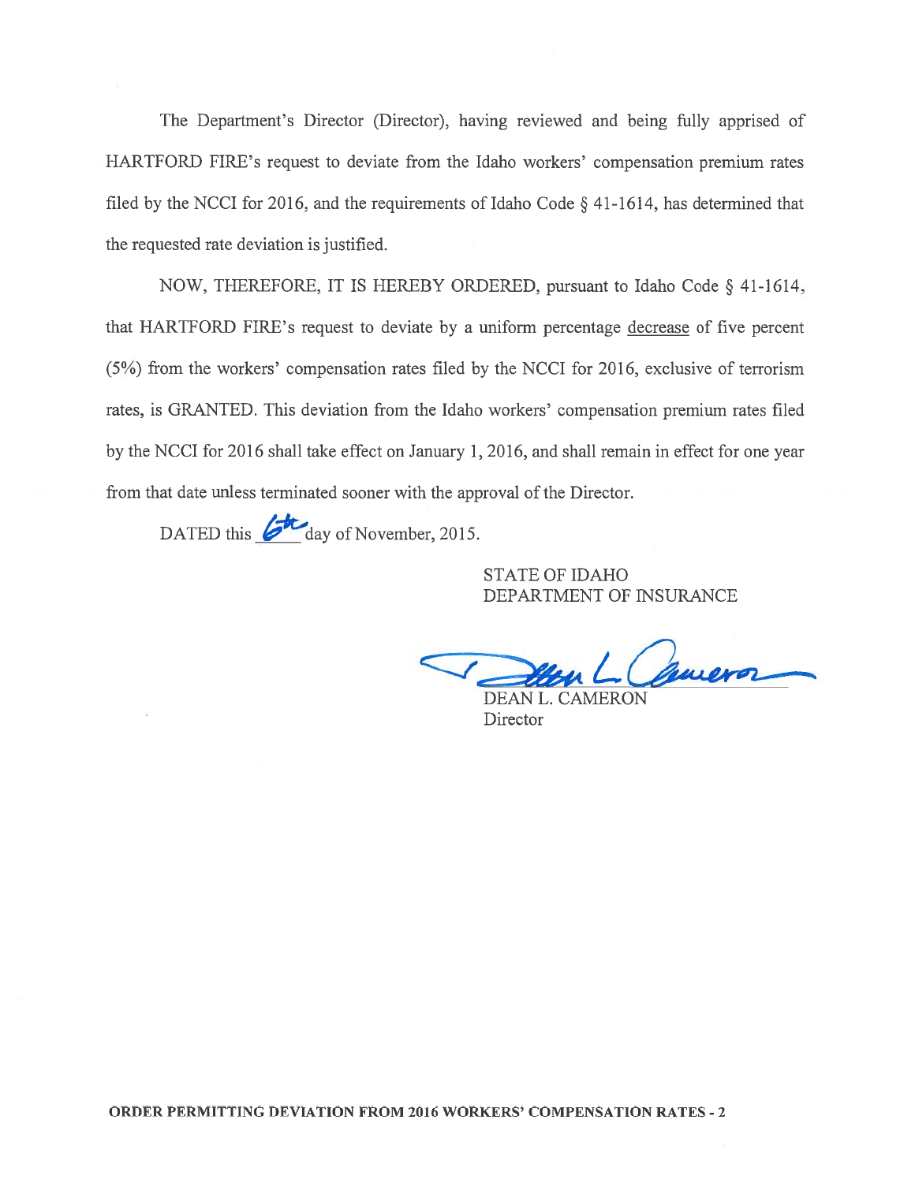The Department's Director (Director), having reviewed and being fully apprised of HARTFORD FIRE's request to deviate from the Idaho workers' compensation premium rates filed by the NCCI for 2016, and the requirements of Idaho Code § 41-1614, has determined that the requested rate deviation is justified.

NOW, THEREFORE, IT IS HEREBY ORDERED, pursuant to Idaho Code § 41-1614, that HARTFORD FIRE's request to deviate by a uniform percentage decrease of five percent (5%) from the workers' compensation rates filed by the NCCI for 2016, exclusive of terrorism rates, is GRANTED. This deviation from the Idaho workers' compensation premium rates filed by the NCCI for 2016 shall take effect on January 1, 2016, and shall remain in effect for one year from that date unless terminated sooner with the approval of the Director.

DATED this 6th day of November, 2015.

STATE OF IDAHO
DEPARTMENT OF INSURANCE

DEAN L. CAMERON
Director

**ORDER PERMITTING DEVIATION FROM 2016 WORKERS' COMPENSATION RATES - 2**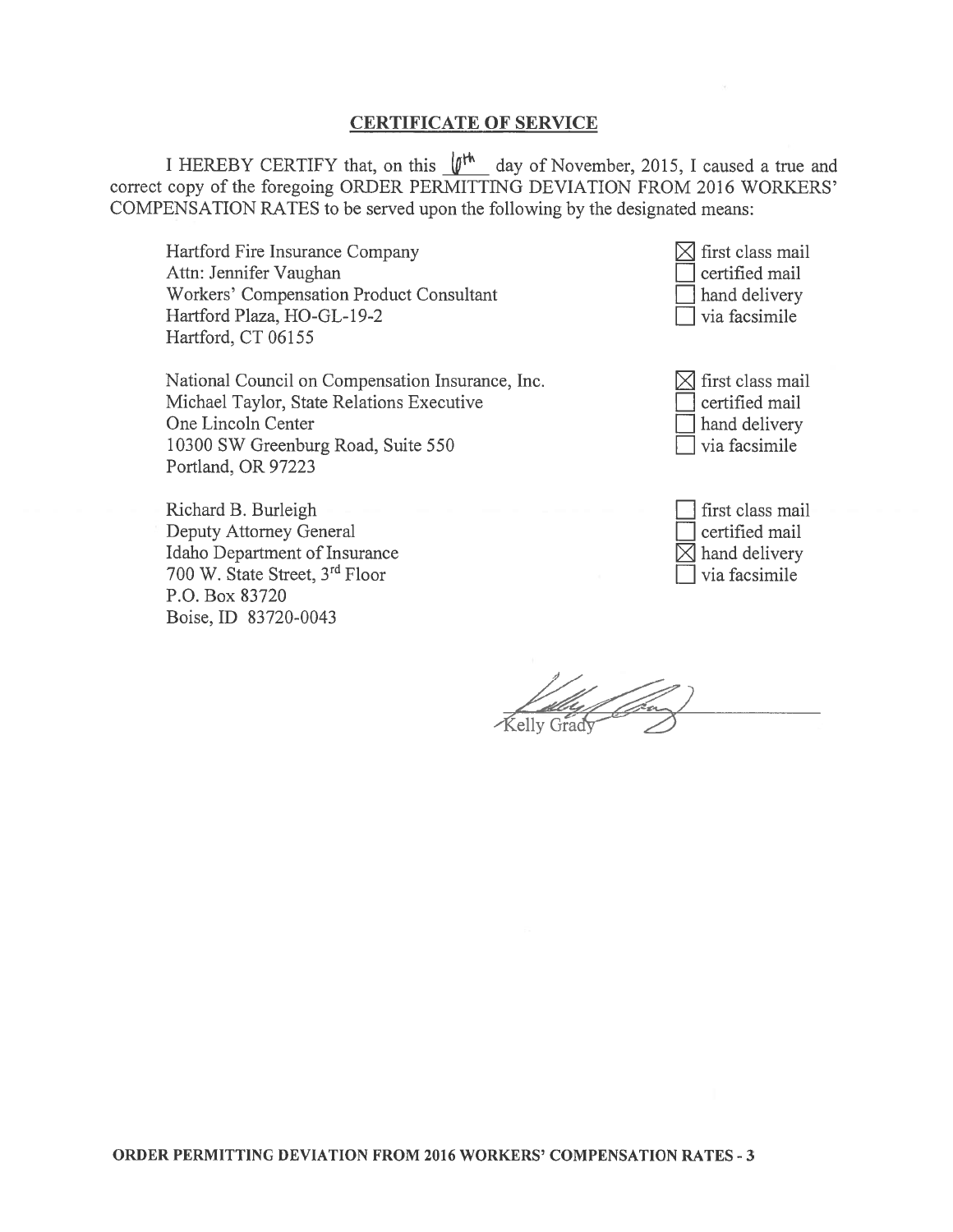## CERTIFICATE OF SERVICE

I HEREBY CERTIFY that, on this 6th day of November, 2015, I caused a true and correct copy of the foregoing ORDER PERMITTING DEVIATION FROM 2016 WORKERS' COMPENSATION RATES to be served upon the following by the designated means:

| | |
|---|---|
| Hartford Fire Insurance Company<br>Attn: Jennifer Vaughan<br>Workers' Compensation Product Consultant<br>Hartford Plaza, HO-GL-19-2<br>Hartford, CT 06155 | ☒ first class mail<br>☐ certified mail<br>☐ hand delivery<br>☐ via facsimile |
| National Council on Compensation Insurance, Inc.<br>Michael Taylor, State Relations Executive<br>One Lincoln Center<br>10300 SW Greenburg Road, Suite 550<br>Portland, OR 97223 | ☒ first class mail<br>☐ certified mail<br>☐ hand delivery<br>☐ via facsimile |
| Richard B. Burleigh<br>Deputy Attorney General<br>Idaho Department of Insurance<br>700 W. State Street, 3rd Floor<br>P.O. Box 83720<br>Boise, ID 83720-0043 | ☐ first class mail<br>☐ certified mail<br>☒ hand delivery<br>☐ via facsimile |

Kelly Grady